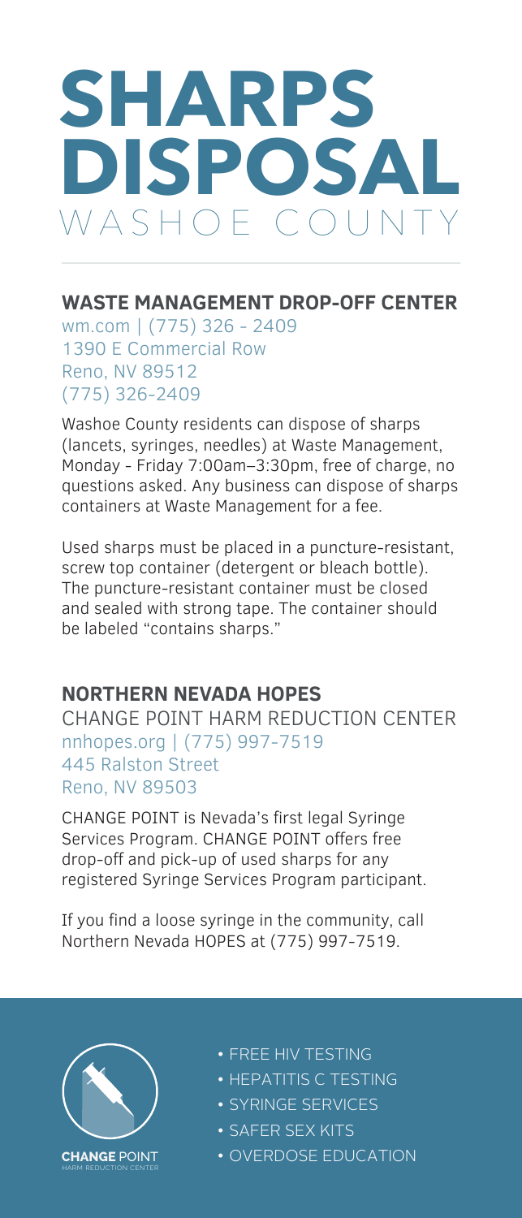# SHARPS DISPOSAL

WASHOE COUNTY

## WASTE MANAGEMENT DROP-OFF CENTER

wm.com | (775) 326 - 2409
1390 E Commercial Row
Reno, NV 89512
(775) 326-2409

Washoe County residents can dispose of sharps (lancets, syringes, needles) at Waste Management, Monday - Friday 7:00am–3:30pm, free of charge, no questions asked. Any business can dispose of sharps containers at Waste Management for a fee.

Used sharps must be placed in a puncture-resistant, screw top container (detergent or bleach bottle). The puncture-resistant container must be closed and sealed with strong tape. The container should be labeled "contains sharps."

## NORTHERN NEVADA HOPES

CHANGE POINT HARM REDUCTION CENTER
nnhopes.org | (775) 997-7519
445 Ralston Street
Reno, NV 89503

CHANGE POINT is Nevada's first legal Syringe Services Program. CHANGE POINT offers free drop-off and pick-up of used sharps for any registered Syringe Services Program participant.

If you find a loose syringe in the community, call Northern Nevada HOPES at (775) 997-7519.

**CHANGE** POINT
HARM REDUCTION CENTER

- FREE HIV TESTING
- HEPATITIS C TESTING
- SYRINGE SERVICES
- SAFER SEX KITS
- OVERDOSE EDUCATION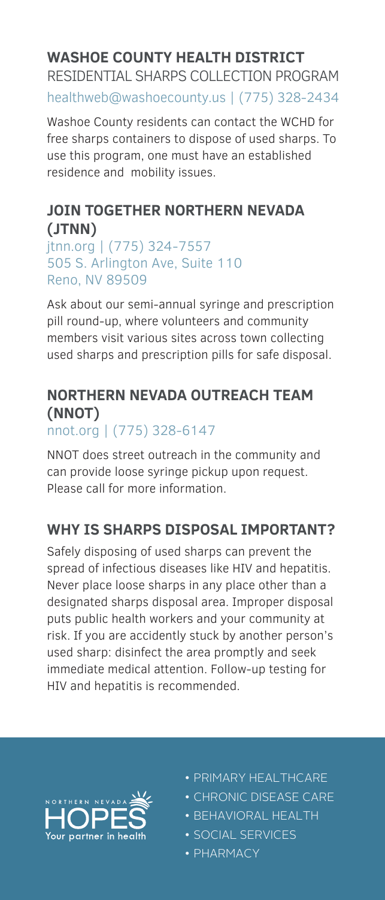## WASHOE COUNTY HEALTH DISTRICT

RESIDENTIAL SHARPS COLLECTION PROGRAM

healthweb@washoecounty.us | (775) 328-2434

Washoe County residents can contact the WCHD for free sharps containers to dispose of used sharps. To use this program, one must have an established residence and mobility issues.

## JOIN TOGETHER NORTHERN NEVADA (JTNN)

jtnn.org | (775) 324-7557
505 S. Arlington Ave, Suite 110
Reno, NV 89509

Ask about our semi-annual syringe and prescription pill round-up, where volunteers and community members visit various sites across town collecting used sharps and prescription pills for safe disposal.

## NORTHERN NEVADA OUTREACH TEAM (NNOT)

nnot.org | (775) 328-6147

NNOT does street outreach in the community and can provide loose syringe pickup upon request. Please call for more information.

## WHY IS SHARPS DISPOSAL IMPORTANT?

Safely disposing of used sharps can prevent the spread of infectious diseases like HIV and hepatitis. Never place loose sharps in any place other than a designated sharps disposal area. Improper disposal puts public health workers and your community at risk. If you are accidently stuck by another person's used sharp: disinfect the area promptly and seek immediate medical attention. Follow-up testing for HIV and hepatitis is recommended.

NORTHERN NEVADA HOPES
Your partner in health

- PRIMARY HEALTHCARE
- CHRONIC DISEASE CARE
- BEHAVIORAL HEALTH
- SOCIAL SERVICES
- PHARMACY